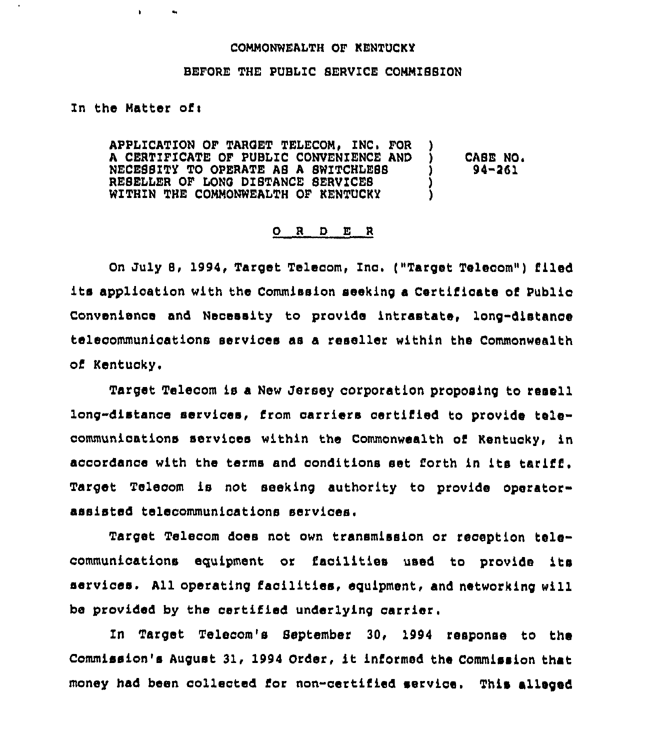COMMONWEALTH OF KENTUCKY

BEFORE THE PUBLIC SERVICE COMMISSION

In the Matter of:

| | | |
|---|---|---|
| APPLICATION OF TARGET TELECOM, INC. FOR A CERTIFICATE OF PUBLIC CONVENIENCE AND NECESSITY TO OPERATE AS A SWITCHLESS RESELLER OF LONG DISTANCE SERVICES WITHIN THE COMMONWEALTH OF KENTUCKY | ) ) ) ) ) | CASE NO. 94-261 |

## O R D E R

On July 8, 1994, Target Telecom, Inc. ("Target Telecom") filed its application with the Commission seeking a Certificate of Public Convenience and Necessity to provide intrastate, long-distance telecommunications services as a reseller within the Commonwealth of Kentucky.

Target Telecom is a New Jersey corporation proposing to resell long-distance services, from carriers certified to provide telecommunications services within the Commonwealth of Kentucky, in accordance with the terms and conditions set forth in its tariff. Target Telecom is not seeking authority to provide operator-assisted telecommunications services.

Target Telecom does not own transmission or reception telecommunications equipment or facilities used to provide its services. All operating facilities, equipment, and networking will be provided by the certified underlying carrier.

In Target Telecom's September 30, 1994 response to the Commission's August 31, 1994 Order, it informed the Commission that money had been collected for non-certified service. This alleged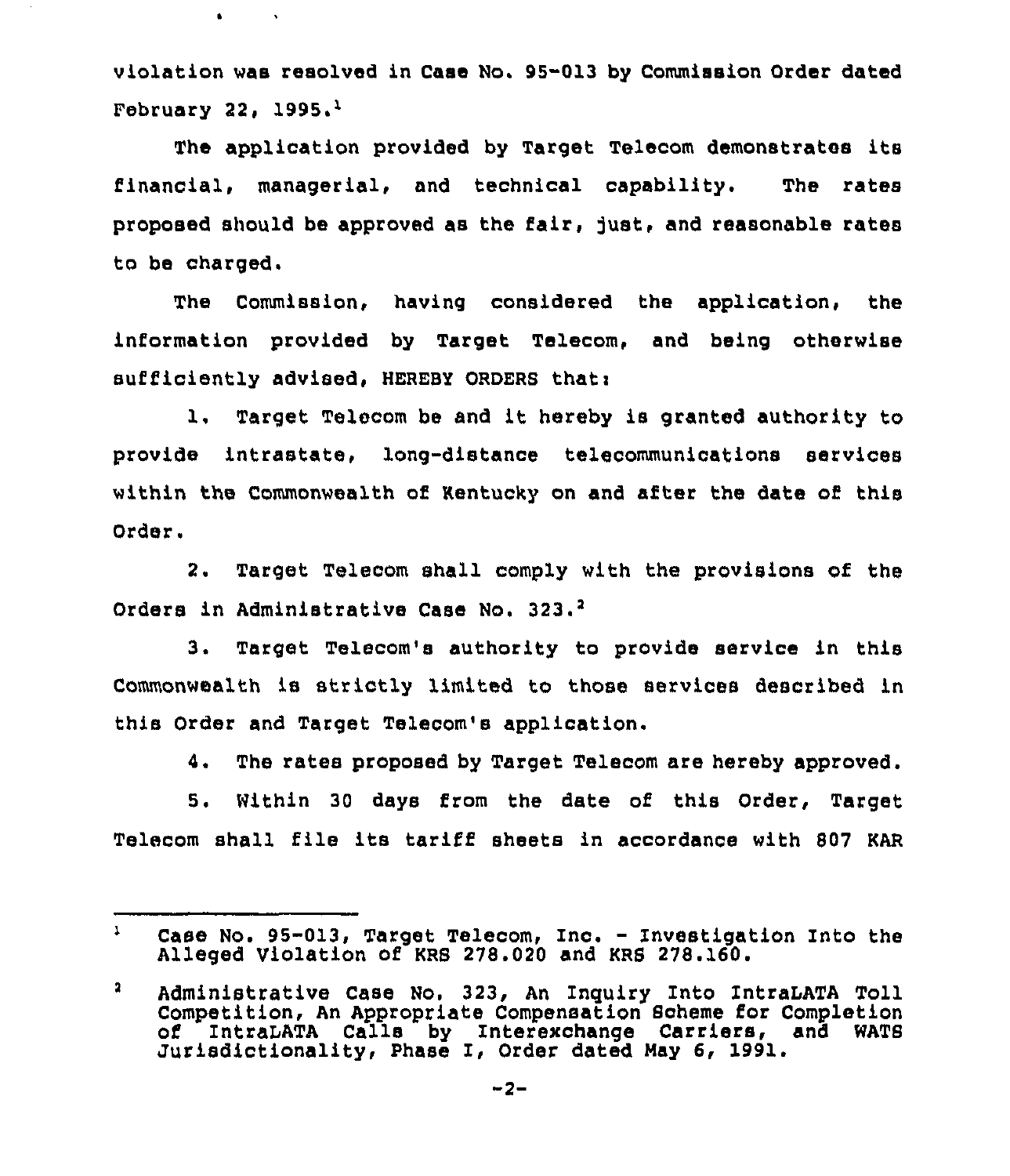violation was resolved in Case No. 95-013 by Commission Order dated February 22, 1995.[1]

The application provided by Target Telecom demonstrates its financial, managerial, and technical capability. The rates proposed should be approved as the fair, just, and reasonable rates to be charged.

The Commission, having considered the application, the information provided by Target Telecom, and being otherwise sufficiently advised, HEREBY ORDERS that:

1. Target Telecom be and it hereby is granted authority to provide intrastate, long-distance telecommunications services within the Commonwealth of Kentucky on and after the date of this Order.

2. Target Telecom shall comply with the provisions of the Orders in Administrative Case No. 323.[2]

3. Target Telecom's authority to provide service in this Commonwealth is strictly limited to those services described in this Order and Target Telecom's application.

4. The rates proposed by Target Telecom are hereby approved.

5. Within 30 days from the date of this Order, Target Telecom shall file its tariff sheets in accordance with 807 KAR

---

[1] Case No. 95-013, Target Telecom, Inc. - Investigation Into the Alleged Violation of KRS 278.020 and KRS 278.160.

[2] Administrative Case No. 323, An Inquiry Into IntraLATA Toll Competition, An Appropriate Compensation Scheme for Completion of IntraLATA Calls by Interexchange Carriers, and WATS Jurisdictionality, Phase I, Order dated May 6, 1991.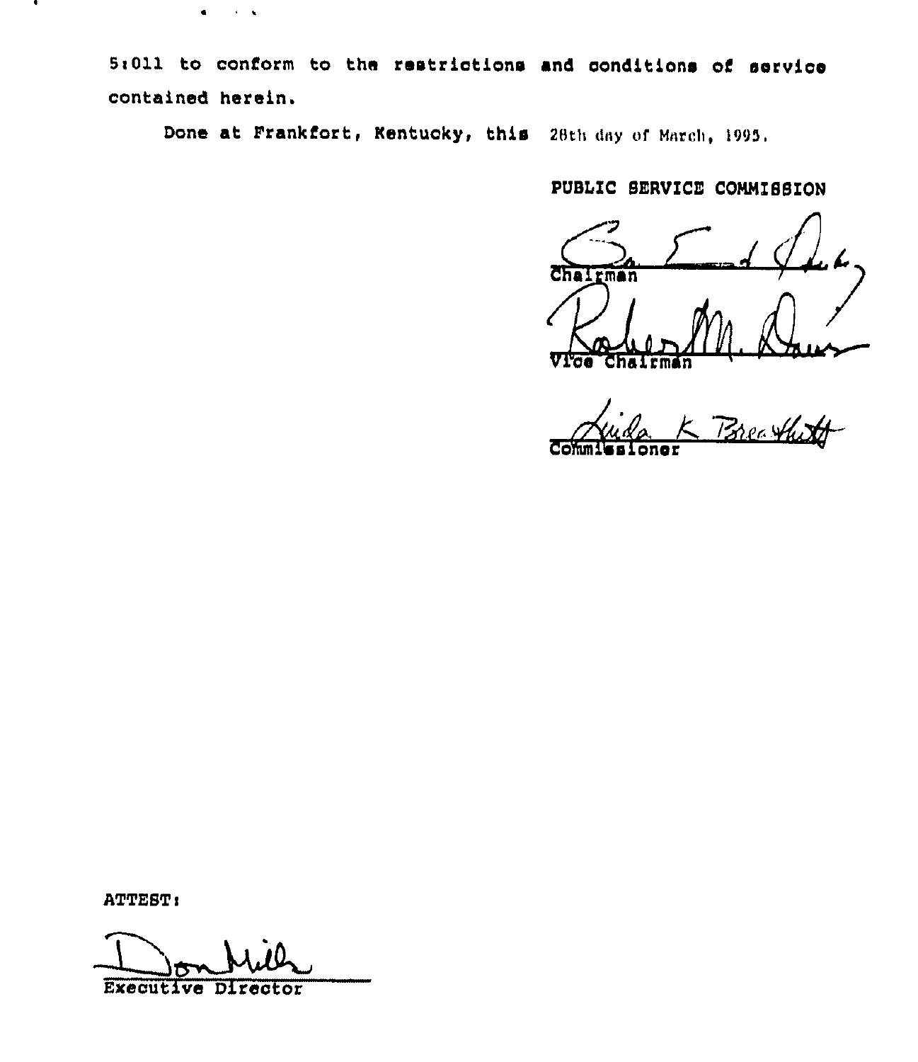5:011 to conform to the restrictions and conditions of service contained herein.

Done at Frankfort, Kentucky, this 28th day of March, 1995.

PUBLIC SERVICE COMMISSION

Chairman

Vice Chairman

Commissioner

ATTEST:

Executive Director